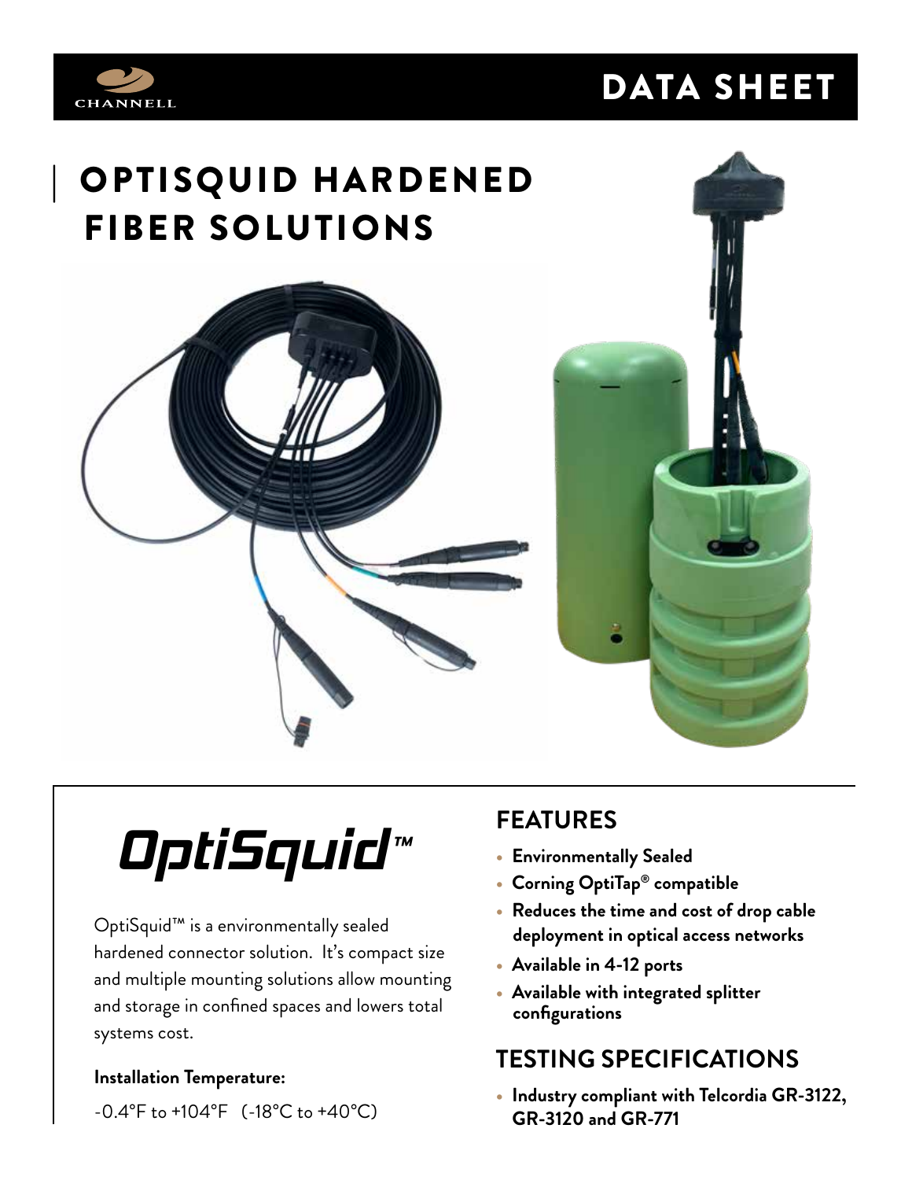# DATA SHEET

# OPTISQUID HARDENED FIBER SOLUTIONS

## OptiSquid™

OptiSquid™ is a environmentally sealed hardened connector solution. It's compact size and multiple mounting solutions allow mounting and storage in confined spaces and lowers total systems cost.

**Installation Temperature:**

-0.4°F to +104°F (-18°C to +40°C)

## FEATURES

- **Environmentally Sealed**
- **Corning OptiTap® compatible**
- **Reduces the time and cost of drop cable deployment in optical access networks**
- **Available in 4-12 ports**
- **Available with integrated splitter configurations**

## TESTING SPECIFICATIONS

- **Industry compliant with Telcordia GR-3122, GR-3120 and GR-771**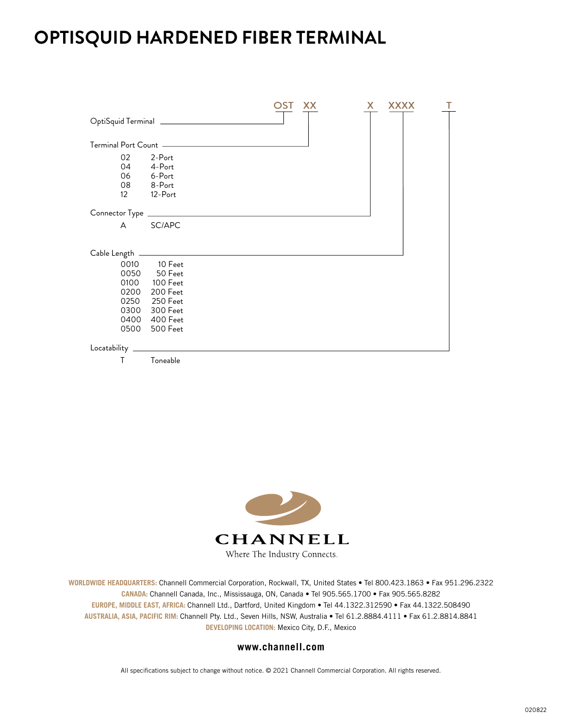# OPTISQUID HARDENED FIBER TERMINAL

OST XX X XXXX T

**OptiSquid Terminal** — OST

**Terminal Port Count** — XX

| | |
|---|---|
| 02 | 2-Port |
| 04 | 4-Port |
| 06 | 6-Port |
| 08 | 8-Port |
| 12 | 12-Port |

**Connector Type** — X

| | |
|---|---|
| A | SC/APC |

**Cable Length** — XXXX

| | |
|---|---|
| 0010 | 10 Feet |
| 0050 | 50 Feet |
| 0100 | 100 Feet |
| 0200 | 200 Feet |
| 0250 | 250 Feet |
| 0300 | 300 Feet |
| 0400 | 400 Feet |
| 0500 | 500 Feet |

**Locatability** — T

| | |
|---|---|
| T | Toneable |

CHANNELL
Where The Industry Connects.

**WORLDWIDE HEADQUARTERS:** Channell Commercial Corporation, Rockwall, TX, United States • Tel 800.423.1863 • Fax 951.296.2322
**CANADA:** Channell Canada, Inc., Mississauga, ON, Canada • Tel 905.565.1700 • Fax 905.565.8282
**EUROPE, MIDDLE EAST, AFRICA:** Channell Ltd., Dartford, United Kingdom • Tel 44.1322.312590 • Fax 44.1322.508490
**AUSTRALIA, ASIA, PACIFIC RIM:** Channell Pty. Ltd., Seven Hills, NSW, Australia • Tel 61.2.8884.4111 • Fax 61.2.8814.8841
**DEVELOPING LOCATION:** Mexico City, D.F., Mexico

**www.channell.com**

All specifications subject to change without notice. © 2021 Channell Commercial Corporation. All rights reserved.

020822